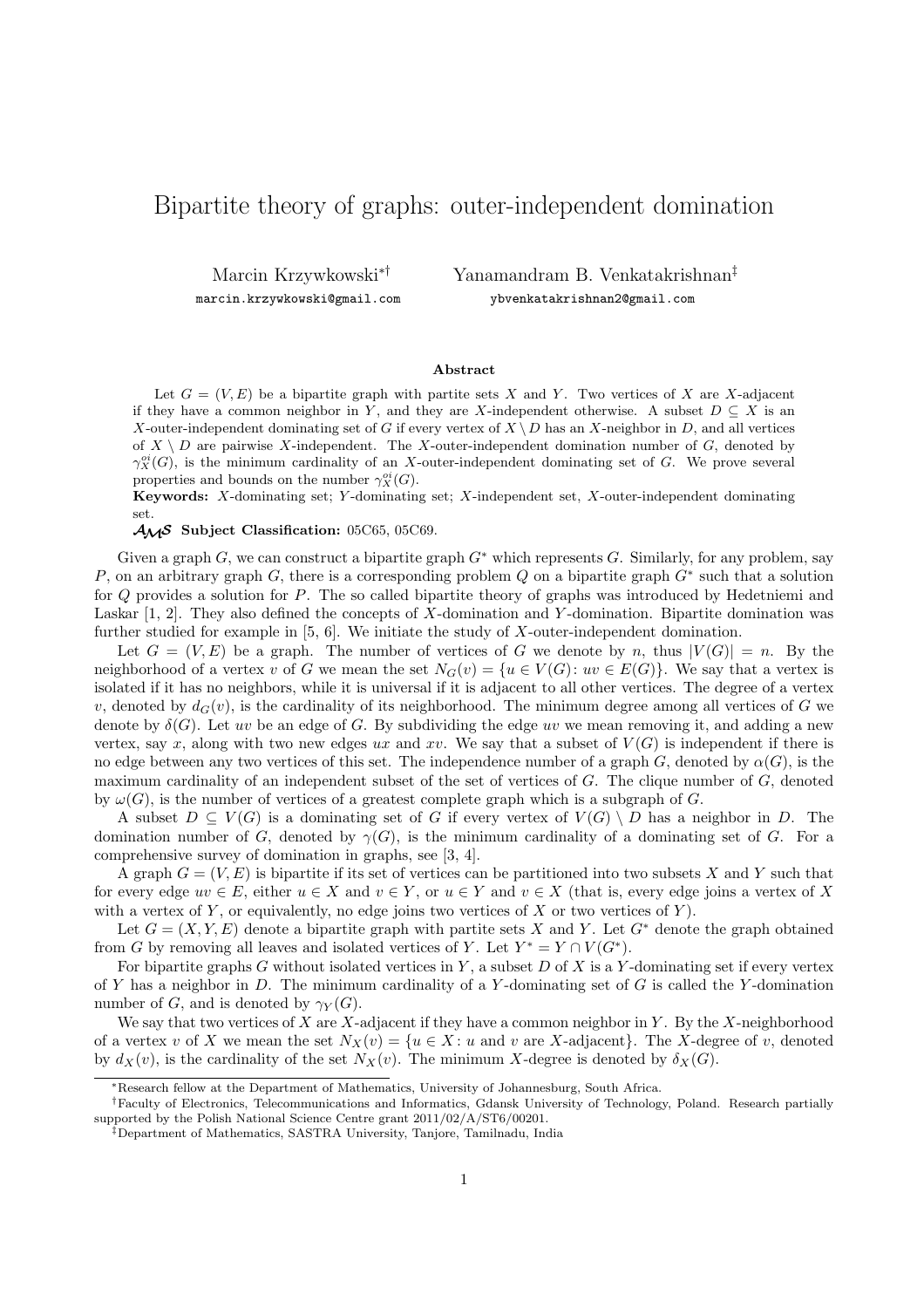# Bipartite theory of graphs: outer-independent domination

Marcin Krzywkowski[*†]  
marcin.krzywkowski@gmail.com

Yanamandram B. Venkatakrishnan[‡]  
ybvenkatakrishnan2@gmail.com

**Abstract**

Let $G = (V, E)$ be a bipartite graph with partite sets $X$ and $Y$. Two vertices of $X$ are $X$-adjacent if they have a common neighbor in $Y$, and they are $X$-independent otherwise. A subset $D \subseteq X$ is an $X$-outer-independent dominating set of $G$ if every vertex of $X \setminus D$ has an $X$-neighbor in $D$, and all vertices of $X \setminus D$ are pairwise $X$-independent. The $X$-outer-independent domination number of $G$, denoted by $\gamma_X^{oi}(G)$, is the minimum cardinality of an $X$-outer-independent dominating set of $G$. We prove several properties and bounds on the number $\gamma_X^{oi}(G)$.

**Keywords:** $X$-dominating set; $Y$-dominating set; $X$-independent set, $X$-outer-independent dominating set.

**AMS Subject Classification:** 05C65, 05C69.

Given a graph $G$, we can construct a bipartite graph $G^*$ which represents $G$. Similarly, for any problem, say $P$, on an arbitrary graph $G$, there is a corresponding problem $Q$ on a bipartite graph $G^*$ such that a solution for $Q$ provides a solution for $P$. The so called bipartite theory of graphs was introduced by Hedetniemi and Laskar [1, 2]. They also defined the concepts of $X$-domination and $Y$-domination. Bipartite domination was further studied for example in [5, 6]. We initiate the study of $X$-outer-independent domination.

Let $G = (V, E)$ be a graph. The number of vertices of $G$ we denote by $n$, thus $|V(G)| = n$. By the neighborhood of a vertex $v$ of $G$ we mean the set $N_G(v) = \{u \in V(G): uv \in E(G)\}$. We say that a vertex is isolated if it has no neighbors, while it is universal if it is adjacent to all other vertices. The degree of a vertex $v$, denoted by $d_G(v)$, is the cardinality of its neighborhood. The minimum degree among all vertices of $G$ we denote by $\delta(G)$. Let $uv$ be an edge of $G$. By subdividing the edge $uv$ we mean removing it, and adding a new vertex, say $x$, along with two new edges $ux$ and $xv$. We say that a subset of $V(G)$ is independent if there is no edge between any two vertices of this set. The independence number of a graph $G$, denoted by $\alpha(G)$, is the maximum cardinality of an independent subset of the set of vertices of $G$. The clique number of $G$, denoted by $\omega(G)$, is the number of vertices of a greatest complete graph which is a subgraph of $G$.

A subset $D \subseteq V(G)$ is a dominating set of $G$ if every vertex of $V(G) \setminus D$ has a neighbor in $D$. The domination number of $G$, denoted by $\gamma(G)$, is the minimum cardinality of a dominating set of $G$. For a comprehensive survey of domination in graphs, see [3, 4].

A graph $G = (V, E)$ is bipartite if its set of vertices can be partitioned into two subsets $X$ and $Y$ such that for every edge $uv \in E$, either $u \in X$ and $v \in Y$, or $u \in Y$ and $v \in X$ (that is, every edge joins a vertex of $X$ with a vertex of $Y$, or equivalently, no edge joins two vertices of $X$ or two vertices of $Y$).

Let $G = (X, Y, E)$ denote a bipartite graph with partite sets $X$ and $Y$. Let $G^*$ denote the graph obtained from $G$ by removing all leaves and isolated vertices of $Y$. Let $Y^* = Y \cap V(G^*)$.

For bipartite graphs $G$ without isolated vertices in $Y$, a subset $D$ of $X$ is a $Y$-dominating set if every vertex of $Y$ has a neighbor in $D$. The minimum cardinality of a $Y$-dominating set of $G$ is called the $Y$-domination number of $G$, and is denoted by $\gamma_Y(G)$.

We say that two vertices of $X$ are $X$-adjacent if they have a common neighbor in $Y$. By the $X$-neighborhood of a vertex $v$ of $X$ we mean the set $N_X(v) = \{u \in X: u \text{ and } v \text{ are } X\text{-adjacent}\}$. The $X$-degree of $v$, denoted by $d_X(v)$, is the cardinality of the set $N_X(v)$. The minimum $X$-degree is denoted by $\delta_X(G)$.

---

[*] Research fellow at the Department of Mathematics, University of Johannesburg, South Africa.

[†] Faculty of Electronics, Telecommunications and Informatics, Gdansk University of Technology, Poland. Research partially supported by the Polish National Science Centre grant 2011/02/A/ST6/00201.

[‡] Department of Mathematics, SASTRA University, Tanjore, Tamilnadu, India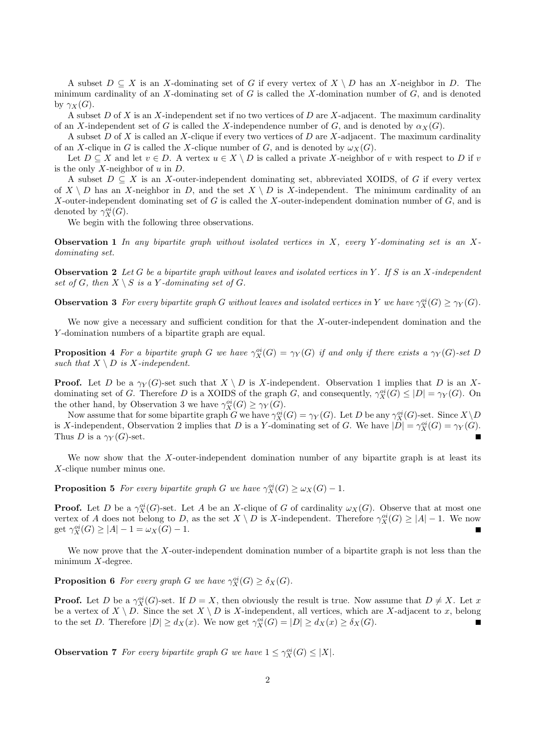A subset $D \subseteq X$ is an $X$-dominating set of $G$ if every vertex of $X \setminus D$ has an $X$-neighbor in $D$. The minimum cardinality of an $X$-dominating set of $G$ is called the $X$-domination number of $G$, and is denoted by $\gamma_X(G)$.

A subset $D$ of $X$ is an $X$-independent set if no two vertices of $D$ are $X$-adjacent. The maximum cardinality of an $X$-independent set of $G$ is called the $X$-independence number of $G$, and is denoted by $\alpha_X(G)$.

A subset $D$ of $X$ is called an $X$-clique if every two vertices of $D$ are $X$-adjacent. The maximum cardinality of an $X$-clique in $G$ is called the $X$-clique number of $G$, and is denoted by $\omega_X(G)$.

Let $D \subseteq X$ and let $v \in D$. A vertex $u \in X \setminus D$ is called a private $X$-neighbor of $v$ with respect to $D$ if $v$ is the only $X$-neighbor of $u$ in $D$.

A subset $D \subseteq X$ is an $X$-outer-independent dominating set, abbreviated XOIDS, of $G$ if every vertex of $X \setminus D$ has an $X$-neighbor in $D$, and the set $X \setminus D$ is $X$-independent. The minimum cardinality of an $X$-outer-independent dominating set of $G$ is called the $X$-outer-independent domination number of $G$, and is denoted by $\gamma_X^{oi}(G)$.

We begin with the following three observations.

**Observation 1** *In any bipartite graph without isolated vertices in $X$, every $Y$-dominating set is an $X$-dominating set.*

**Observation 2** *Let $G$ be a bipartite graph without leaves and isolated vertices in $Y$. If $S$ is an $X$-independent set of $G$, then $X \setminus S$ is a $Y$-dominating set of $G$.*

**Observation 3** *For every bipartite graph $G$ without leaves and isolated vertices in $Y$ we have $\gamma_X^{oi}(G) \geq \gamma_Y(G)$.*

We now give a necessary and sufficient condition for that the $X$-outer-independent domination and the $Y$-domination numbers of a bipartite graph are equal.

**Proposition 4** *For a bipartite graph $G$ we have $\gamma_X^{oi}(G) = \gamma_Y(G)$ if and only if there exists a $\gamma_Y(G)$-set $D$ such that $X \setminus D$ is $X$-independent.*

**Proof.** Let $D$ be a $\gamma_Y(G)$-set such that $X \setminus D$ is $X$-independent. Observation 1 implies that $D$ is an $X$-dominating set of $G$. Therefore $D$ is a XOIDS of the graph $G$, and consequently, $\gamma_X^{oi}(G) \leq |D| = \gamma_Y(G)$. On the other hand, by Observation 3 we have $\gamma_X^{oi}(G) \geq \gamma_Y(G)$.

Now assume that for some bipartite graph $G$ we have $\gamma_X^{oi}(G) = \gamma_Y(G)$. Let $D$ be any $\gamma_X^{oi}(G)$-set. Since $X \setminus D$ is $X$-independent, Observation 2 implies that $D$ is a $Y$-dominating set of $G$. We have $|D| = \gamma_X^{oi}(G) = \gamma_Y(G)$. Thus $D$ is a $\gamma_Y(G)$-set. ■

We now show that the $X$-outer-independent domination number of any bipartite graph is at least its $X$-clique number minus one.

**Proposition 5** *For every bipartite graph $G$ we have $\gamma_X^{oi}(G) \geq \omega_X(G) - 1$.*

**Proof.** Let $D$ be a $\gamma_X^{oi}(G)$-set. Let $A$ be an $X$-clique of $G$ of cardinality $\omega_X(G)$. Observe that at most one vertex of $A$ does not belong to $D$, as the set $X \setminus D$ is $X$-independent. Therefore $\gamma_X^{oi}(G) \geq |A| - 1$. We now get $\gamma_X^{oi}(G) \geq |A| - 1 = \omega_X(G) - 1$. ■

We now prove that the $X$-outer-independent domination number of a bipartite graph is not less than the minimum $X$-degree.

**Proposition 6** *For every graph $G$ we have $\gamma_X^{oi}(G) \geq \delta_X(G)$.*

**Proof.** Let $D$ be a $\gamma_X^{oi}(G)$-set. If $D = X$, then obviously the result is true. Now assume that $D \neq X$. Let $x$ be a vertex of $X \setminus D$. Since the set $X \setminus D$ is $X$-independent, all vertices, which are $X$-adjacent to $x$, belong to the set $D$. Therefore $|D| \geq d_X(x)$. We now get $\gamma_X^{oi}(G) = |D| \geq d_X(x) \geq \delta_X(G)$. ■

**Observation 7** *For every bipartite graph $G$ we have $1 \leq \gamma_X^{oi}(G) \leq |X|$.*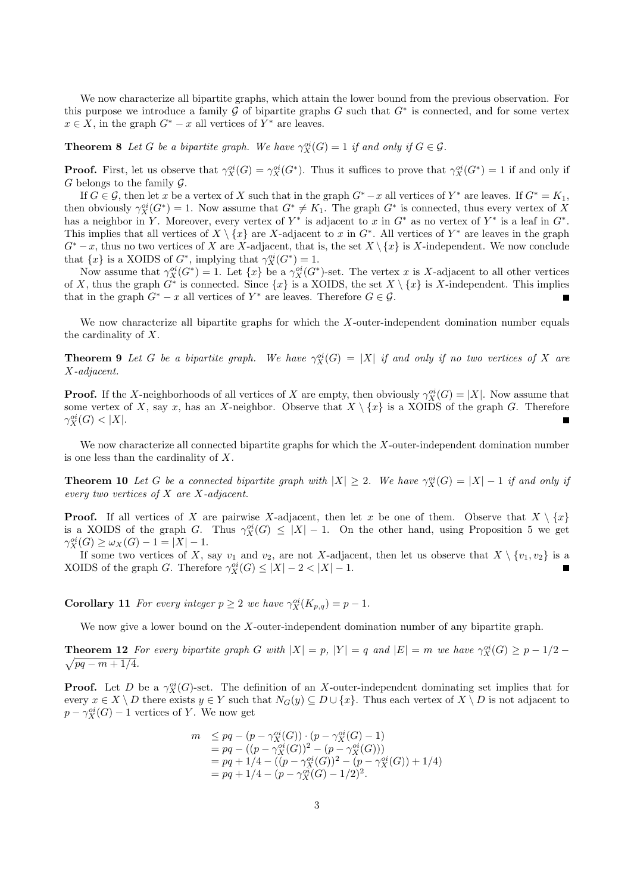We now characterize all bipartite graphs, which attain the lower bound from the previous observation. For this purpose we introduce a family $\mathcal{G}$ of bipartite graphs $G$ such that $G^*$ is connected, and for some vertex $x \in X$, in the graph $G^* - x$ all vertices of $Y^*$ are leaves.

**Theorem 8** *Let $G$ be a bipartite graph. We have $\gamma_X^{oi}(G) = 1$ if and only if $G \in \mathcal{G}$.*

**Proof.** First, let us observe that $\gamma_X^{oi}(G) = \gamma_X^{oi}(G^*)$. Thus it suffices to prove that $\gamma_X^{oi}(G^*) = 1$ if and only if $G$ belongs to the family $\mathcal{G}$.

If $G \in \mathcal{G}$, then let $x$ be a vertex of $X$ such that in the graph $G^* - x$ all vertices of $Y^*$ are leaves. If $G^* = K_1$, then obviously $\gamma_X^{oi}(G^*) = 1$. Now assume that $G^* \neq K_1$. The graph $G^*$ is connected, thus every vertex of $X$ has a neighbor in $Y$. Moreover, every vertex of $Y^*$ is adjacent to $x$ in $G^*$ as no vertex of $Y^*$ is a leaf in $G^*$. This implies that all vertices of $X \setminus \{x\}$ are $X$-adjacent to $x$ in $G^*$. All vertices of $Y^*$ are leaves in the graph $G^* - x$, thus no two vertices of $X$ are $X$-adjacent, that is, the set $X \setminus \{x\}$ is $X$-independent. We now conclude that $\{x\}$ is a XOIDS of $G^*$, implying that $\gamma_X^{oi}(G^*) = 1$.

Now assume that $\gamma_X^{oi}(G^*) = 1$. Let $\{x\}$ be a $\gamma_X^{oi}(G^*)$-set. The vertex $x$ is $X$-adjacent to all other vertices of $X$, thus the graph $G^*$ is connected. Since $\{x\}$ is a XOIDS, the set $X \setminus \{x\}$ is $X$-independent. This implies that in the graph $G^* - x$ all vertices of $Y^*$ are leaves. Therefore $G \in \mathcal{G}$. ■

We now characterize all bipartite graphs for which the $X$-outer-independent domination number equals the cardinality of $X$.

**Theorem 9** *Let $G$ be a bipartite graph. We have $\gamma_X^{oi}(G) = |X|$ if and only if no two vertices of $X$ are $X$-adjacent.*

**Proof.** If the $X$-neighborhoods of all vertices of $X$ are empty, then obviously $\gamma_X^{oi}(G) = |X|$. Now assume that some vertex of $X$, say $x$, has an $X$-neighbor. Observe that $X \setminus \{x\}$ is a XOIDS of the graph $G$. Therefore $\gamma_X^{oi}(G) < |X|$. ■

We now characterize all connected bipartite graphs for which the $X$-outer-independent domination number is one less than the cardinality of $X$.

**Theorem 10** *Let $G$ be a connected bipartite graph with $|X| \geq 2$. We have $\gamma_X^{oi}(G) = |X| - 1$ if and only if every two vertices of $X$ are $X$-adjacent.*

**Proof.** If all vertices of $X$ are pairwise $X$-adjacent, then let $x$ be one of them. Observe that $X \setminus \{x\}$ is a XOIDS of the graph $G$. Thus $\gamma_X^{oi}(G) \leq |X| - 1$. On the other hand, using Proposition 5 we get $\gamma_X^{oi}(G) \geq \omega_X(G) - 1 = |X| - 1$.

If some two vertices of $X$, say $v_1$ and $v_2$, are not $X$-adjacent, then let us observe that $X \setminus \{v_1, v_2\}$ is a XOIDS of the graph $G$. Therefore $\gamma_X^{oi}(G) \leq |X| - 2 < |X| - 1$. ■

**Corollary 11** *For every integer $p \geq 2$ we have $\gamma_X^{oi}(K_{p,q}) = p - 1$.*

We now give a lower bound on the $X$-outer-independent domination number of any bipartite graph.

**Theorem 12** *For every bipartite graph $G$ with $|X| = p$, $|Y| = q$ and $|E| = m$ we have $\gamma_X^{oi}(G) \geq p - 1/2 - \sqrt{pq - m + 1/4}$.*

**Proof.** Let $D$ be a $\gamma_X^{oi}(G)$-set. The definition of an $X$-outer-independent dominating set implies that for every $x \in X \setminus D$ there exists $y \in Y$ such that $N_G(y) \subseteq D \cup \{x\}$. Thus each vertex of $X \setminus D$ is not adjacent to $p - \gamma_X^{oi}(G) - 1$ vertices of $Y$. We now get

$$
\begin{aligned}
m &\leq pq - (p - \gamma_X^{oi}(G)) \cdot (p - \gamma_X^{oi}(G) - 1) \\
&= pq - ((p - \gamma_X^{oi}(G))^2 - (p - \gamma_X^{oi}(G))) \\
&= pq + 1/4 - ((p - \gamma_X^{oi}(G))^2 - (p - \gamma_X^{oi}(G)) + 1/4) \\
&= pq + 1/4 - (p - \gamma_X^{oi}(G) - 1/2)^2.
\end{aligned}
$$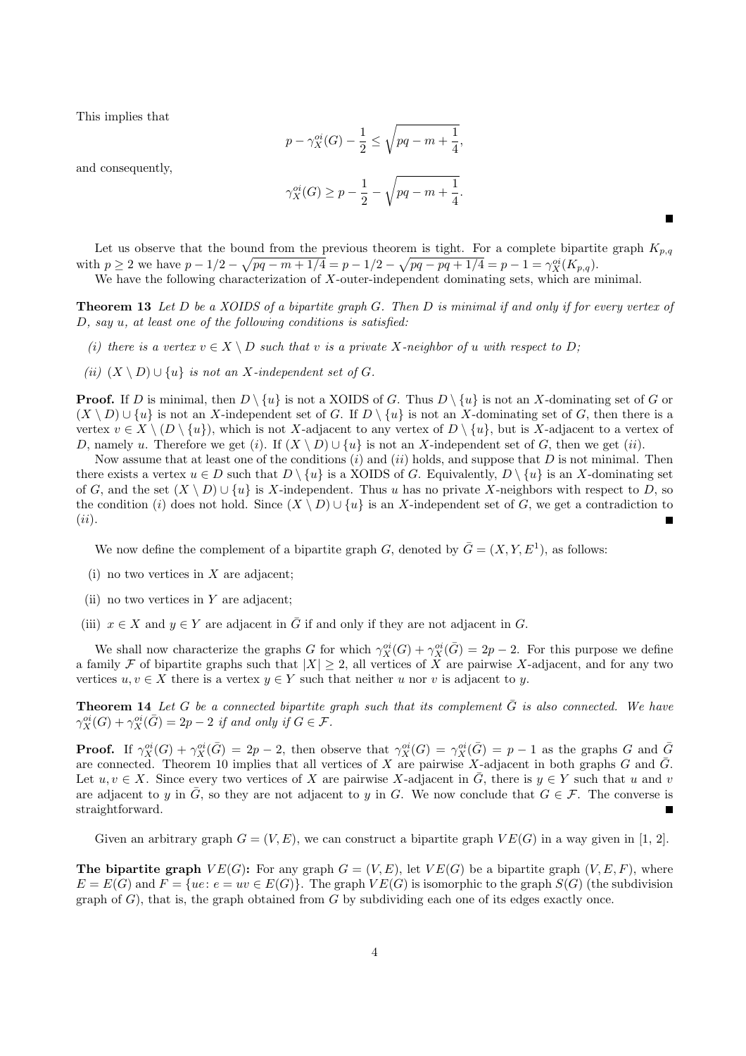This implies that

$$p - \gamma_X^{oi}(G) - \frac{1}{2} \leq \sqrt{pq - m + \frac{1}{4}},$$

and consequently,

$$\gamma_X^{oi}(G) \geq p - \frac{1}{2} - \sqrt{pq - m + \frac{1}{4}}.$$

■

Let us observe that the bound from the previous theorem is tight. For a complete bipartite graph $K_{p,q}$ with $p \geq 2$ we have $p - 1/2 - \sqrt{pq - m + 1/4} = p - 1/2 - \sqrt{pq - pq + 1/4} = p - 1 = \gamma_X^{oi}(K_{p,q})$.

We have the following characterization of $X$-outer-independent dominating sets, which are minimal.

**Theorem 13** *Let $D$ be a XOIDS of a bipartite graph $G$. Then $D$ is minimal if and only if for every vertex of $D$, say $u$, at least one of the following conditions is satisfied:*

*(i) there is a vertex $v \in X \setminus D$ such that $v$ is a private $X$-neighbor of $u$ with respect to $D$;*

*(ii) $(X \setminus D) \cup \{u\}$ is not an $X$-independent set of $G$.*

**Proof.** If $D$ is minimal, then $D \setminus \{u\}$ is not a XOIDS of $G$. Thus $D \setminus \{u\}$ is not an $X$-dominating set of $G$ or $(X \setminus D) \cup \{u\}$ is not an $X$-independent set of $G$. If $D \setminus \{u\}$ is not an $X$-dominating set of $G$, then there is a vertex $v \in X \setminus (D \setminus \{u\})$, which is not $X$-adjacent to any vertex of $D \setminus \{u\}$, but is $X$-adjacent to a vertex of $D$, namely $u$. Therefore we get $(i)$. If $(X \setminus D) \cup \{u\}$ is not an $X$-independent set of $G$, then we get $(ii)$.

Now assume that at least one of the conditions $(i)$ and $(ii)$ holds, and suppose that $D$ is not minimal. Then there exists a vertex $u \in D$ such that $D \setminus \{u\}$ is a XOIDS of $G$. Equivalently, $D \setminus \{u\}$ is an $X$-dominating set of $G$, and the set $(X \setminus D) \cup \{u\}$ is $X$-independent. Thus $u$ has no private $X$-neighbors with respect to $D$, so the condition $(i)$ does not hold. Since $(X \setminus D) \cup \{u\}$ is an $X$-independent set of $G$, we get a contradiction to $(ii)$. ■

We now define the complement of a bipartite graph $G$, denoted by $\bar{G} = (X, Y, E^1)$, as follows:

(i) no two vertices in $X$ are adjacent;

(ii) no two vertices in $Y$ are adjacent;

(iii) $x \in X$ and $y \in Y$ are adjacent in $\bar{G}$ if and only if they are not adjacent in $G$.

We shall now characterize the graphs $G$ for which $\gamma_X^{oi}(G) + \gamma_X^{oi}(\bar{G}) = 2p - 2$. For this purpose we define a family $\mathcal{F}$ of bipartite graphs such that $|X| \geq 2$, all vertices of $X$ are pairwise $X$-adjacent, and for any two vertices $u, v \in X$ there is a vertex $y \in Y$ such that neither $u$ nor $v$ is adjacent to $y$.

**Theorem 14** *Let $G$ be a connected bipartite graph such that its complement $\bar{G}$ is also connected. We have $\gamma_X^{oi}(G) + \gamma_X^{oi}(\bar{G}) = 2p - 2$ if and only if $G \in \mathcal{F}$.*

**Proof.** If $\gamma_X^{oi}(G) + \gamma_X^{oi}(\bar{G}) = 2p - 2$, then observe that $\gamma_X^{oi}(G) = \gamma_X^{oi}(\bar{G}) = p - 1$ as the graphs $G$ and $\bar{G}$ are connected. Theorem 10 implies that all vertices of $X$ are pairwise $X$-adjacent in both graphs $G$ and $\bar{G}$. Let $u, v \in X$. Since every two vertices of $X$ are pairwise $X$-adjacent in $\bar{G}$, there is $y \in Y$ such that $u$ and $v$ are adjacent to $y$ in $\bar{G}$, so they are not adjacent to $y$ in $G$. We now conclude that $G \in \mathcal{F}$. The converse is straightforward. ■

Given an arbitrary graph $G = (V, E)$, we can construct a bipartite graph $VE(G)$ in a way given in [1, 2].

**The bipartite graph $VE(G)$:** For any graph $G = (V, E)$, let $VE(G)$ be a bipartite graph $(V, E, F)$, where $E = E(G)$ and $F = \{ue \colon e = uv \in E(G)\}$. The graph $VE(G)$ is isomorphic to the graph $S(G)$ (the subdivision graph of $G$), that is, the graph obtained from $G$ by subdividing each one of its edges exactly once.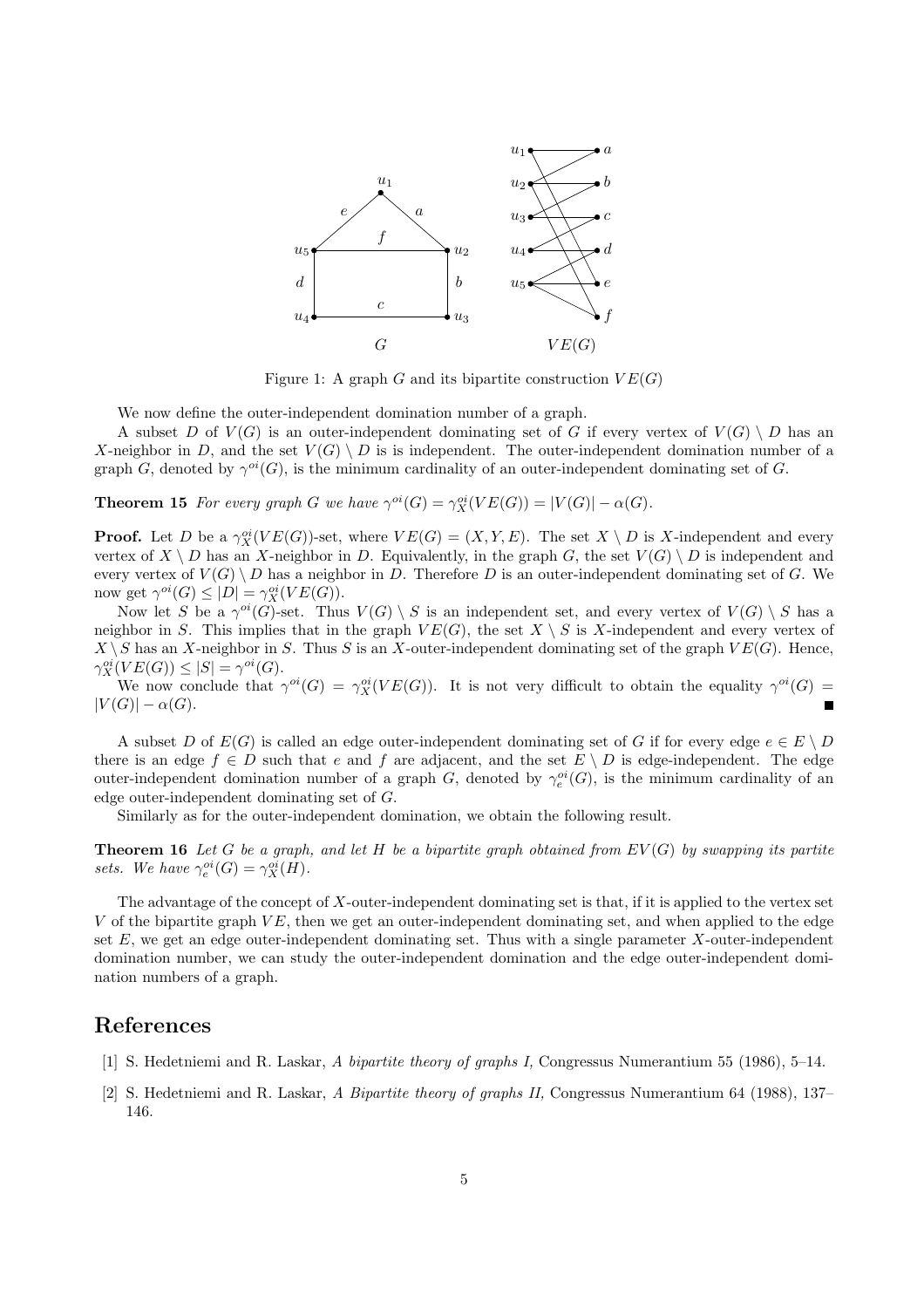Figure 1: A graph $G$ and its bipartite construction $VE(G)$

We now define the outer-independent domination number of a graph.

A subset $D$ of $V(G)$ is an outer-independent dominating set of $G$ if every vertex of $V(G) \setminus D$ has an $X$-neighbor in $D$, and the set $V(G) \setminus D$ is is independent. The outer-independent domination number of a graph $G$, denoted by $\gamma^{oi}(G)$, is the minimum cardinality of an outer-independent dominating set of $G$.

**Theorem 15** *For every graph $G$ we have $\gamma^{oi}(G) = \gamma_X^{oi}(VE(G)) = |V(G)| - \alpha(G)$.*

**Proof.** Let $D$ be a $\gamma_X^{oi}(VE(G))$-set, where $VE(G) = (X, Y, E)$. The set $X \setminus D$ is $X$-independent and every vertex of $X \setminus D$ has an $X$-neighbor in $D$. Equivalently, in the graph $G$, the set $V(G) \setminus D$ is independent and every vertex of $V(G) \setminus D$ has a neighbor in $D$. Therefore $D$ is an outer-independent dominating set of $G$. We now get $\gamma^{oi}(G) \leq |D| = \gamma_X^{oi}(VE(G))$.

Now let $S$ be a $\gamma^{oi}(G)$-set. Thus $V(G) \setminus S$ is an independent set, and every vertex of $V(G) \setminus S$ has a neighbor in $S$. This implies that in the graph $VE(G)$, the set $X \setminus S$ is $X$-independent and every vertex of $X \setminus S$ has an $X$-neighbor in $S$. Thus $S$ is an $X$-outer-independent dominating set of the graph $VE(G)$. Hence, $\gamma_X^{oi}(VE(G)) \leq |S| = \gamma^{oi}(G)$.

We now conclude that $\gamma^{oi}(G) = \gamma_X^{oi}(VE(G))$. It is not very difficult to obtain the equality $\gamma^{oi}(G) = |V(G)| - \alpha(G)$. ∎

A subset $D$ of $E(G)$ is called an edge outer-independent dominating set of $G$ if for every edge $e \in E \setminus D$ there is an edge $f \in D$ such that $e$ and $f$ are adjacent, and the set $E \setminus D$ is edge-independent. The edge outer-independent domination number of a graph $G$, denoted by $\gamma_e^{oi}(G)$, is the minimum cardinality of an edge outer-independent dominating set of $G$.

Similarly as for the outer-independent domination, we obtain the following result.

**Theorem 16** *Let $G$ be a graph, and let $H$ be a bipartite graph obtained from $EV(G)$ by swapping its partite sets. We have $\gamma_e^{oi}(G) = \gamma_X^{oi}(H)$.*

The advantage of the concept of $X$-outer-independent dominating set is that, if it is applied to the vertex set $V$ of the bipartite graph $VE$, then we get an outer-independent dominating set, and when applied to the edge set $E$, we get an edge outer-independent dominating set. Thus with a single parameter $X$-outer-independent domination number, we can study the outer-independent domination and the edge outer-independent domination numbers of a graph.

## References

[1] S. Hedetniemi and R. Laskar, *A bipartite theory of graphs I,* Congressus Numerantium 55 (1986), 5–14.

[2] S. Hedetniemi and R. Laskar, *A Bipartite theory of graphs II,* Congressus Numerantium 64 (1988), 137–146.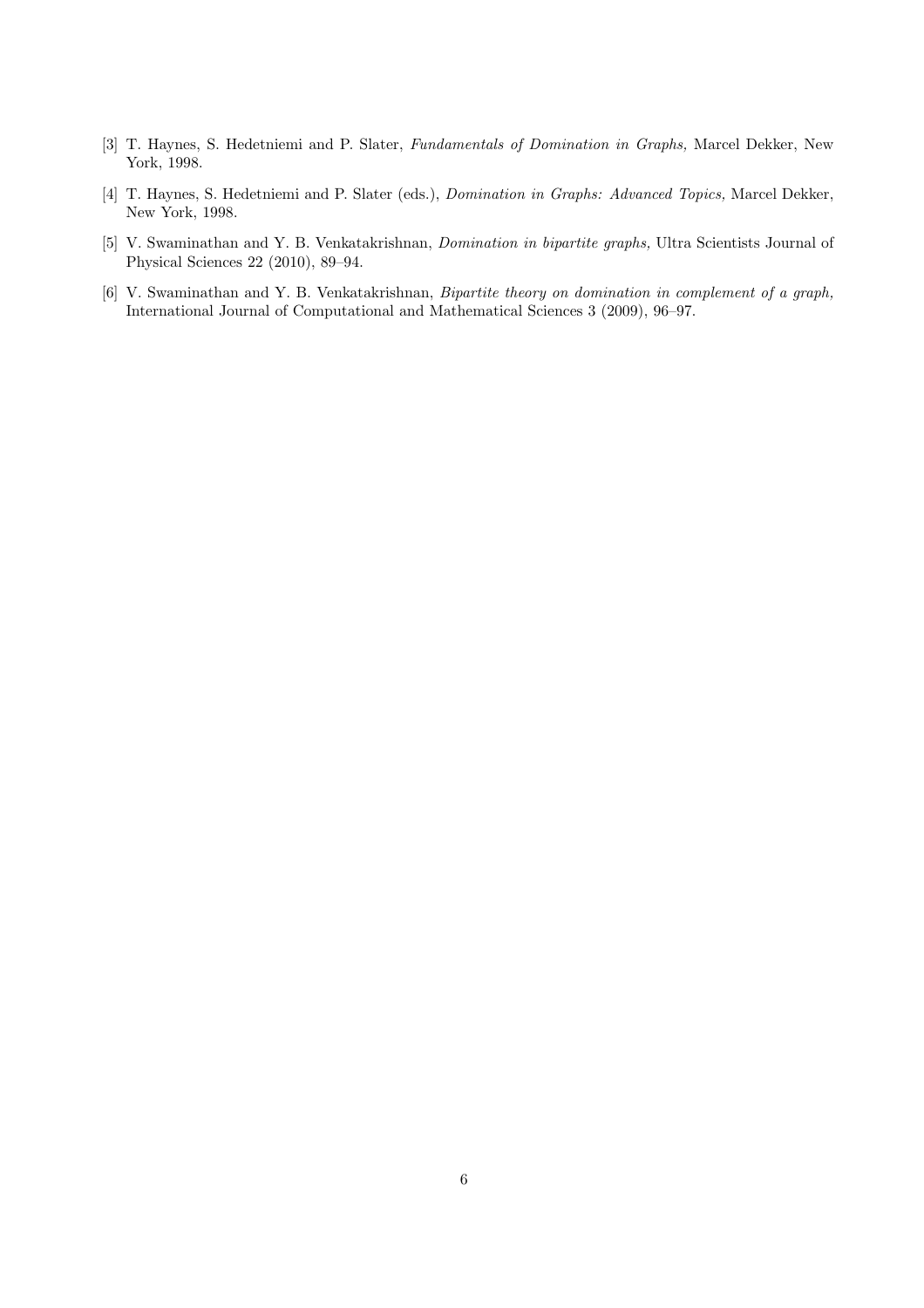[3] T. Haynes, S. Hedetniemi and P. Slater, *Fundamentals of Domination in Graphs,* Marcel Dekker, New York, 1998.

[4] T. Haynes, S. Hedetniemi and P. Slater (eds.), *Domination in Graphs: Advanced Topics,* Marcel Dekker, New York, 1998.

[5] V. Swaminathan and Y. B. Venkatakrishnan, *Domination in bipartite graphs,* Ultra Scientists Journal of Physical Sciences 22 (2010), 89–94.

[6] V. Swaminathan and Y. B. Venkatakrishnan, *Bipartite theory on domination in complement of a graph,* International Journal of Computational and Mathematical Sciences 3 (2009), 96–97.